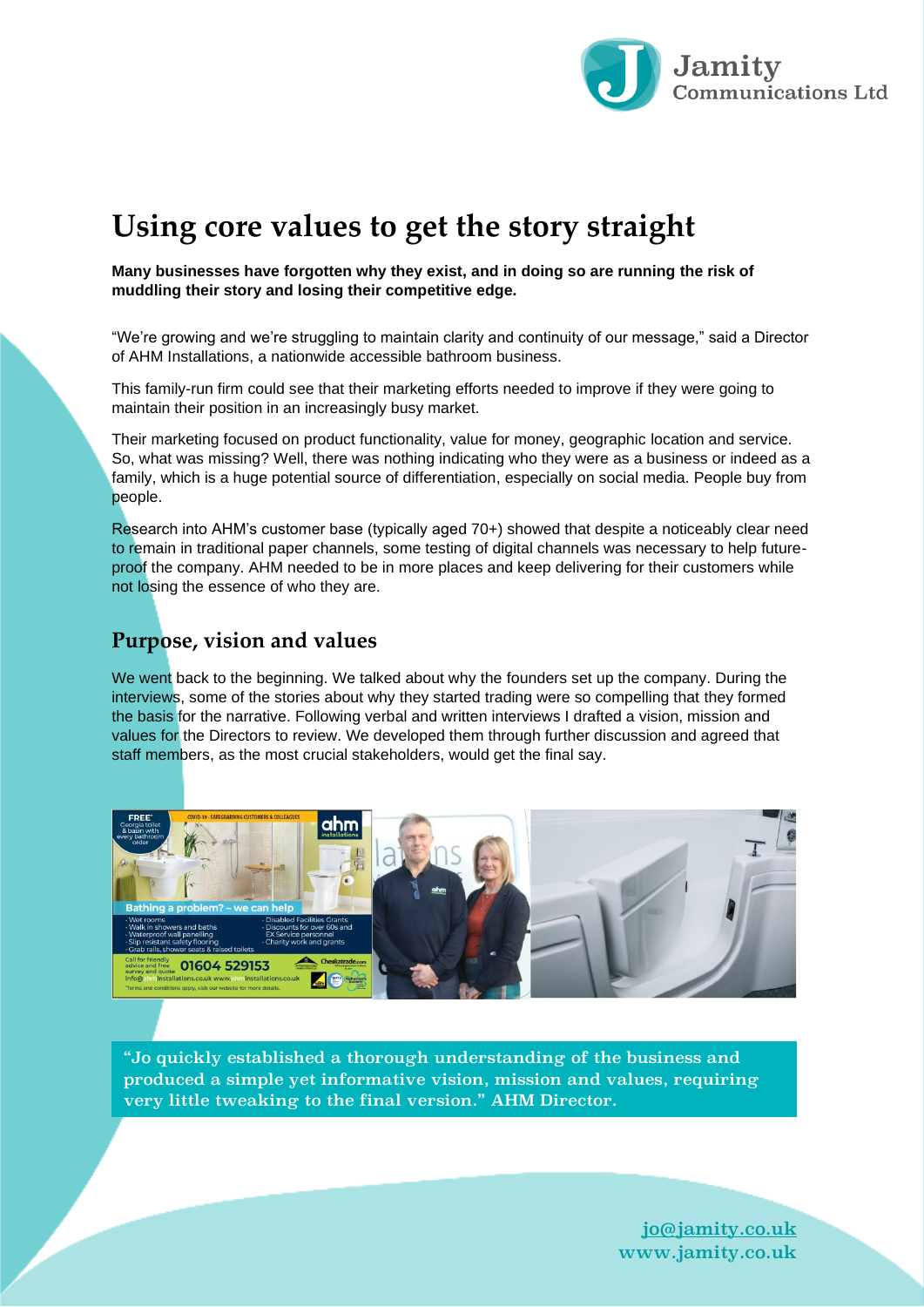# Using core values to get the story straight

**Many businesses have forgotten why they exist, and in doing so are running the risk of muddling their story and losing their competitive edge.**

"We're growing and we're struggling to maintain clarity and continuity of our message," said a Director of AHM Installations, a nationwide accessible bathroom business.

This family-run firm could see that their marketing efforts needed to improve if they were going to maintain their position in an increasingly busy market.

Their marketing focused on product functionality, value for money, geographic location and service. So, what was missing? Well, there was nothing indicating who they were as a business or indeed as a family, which is a huge potential source of differentiation, especially on social media. People buy from people.

Research into AHM's customer base (typically aged 70+) showed that despite a noticeably clear need to remain in traditional paper channels, some testing of digital channels was necessary to help future-proof the company. AHM needed to be in more places and keep delivering for their customers while not losing the essence of who they are.

## Purpose, vision and values

We went back to the beginning. We talked about why the founders set up the company. During the interviews, some of the stories about why they started trading were so compelling that they formed the basis for the narrative. Following verbal and written interviews I drafted a vision, mission and values for the Directors to review. We developed them through further discussion and agreed that staff members, as the most crucial stakeholders, would get the final say.

"Jo quickly established a thorough understanding of the business and produced a simple yet informative vision, mission and values, requiring very little tweaking to the final version." AHM Director.

jo@jamity.co.uk
www.jamity.co.uk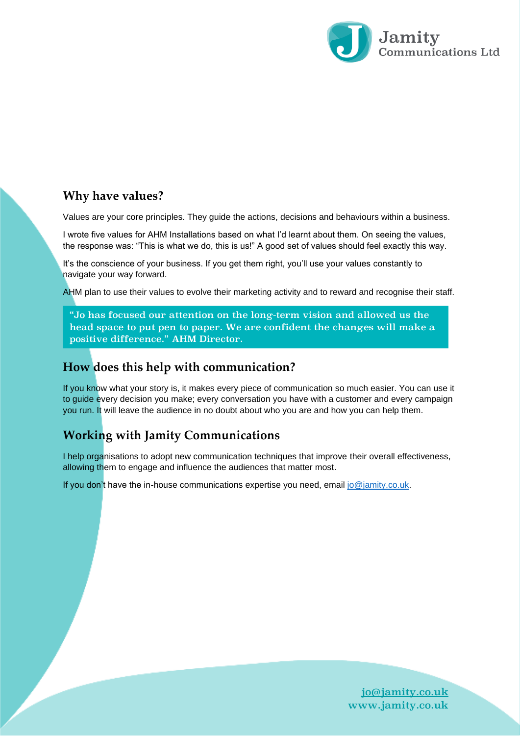## Why have values?

Values are your core principles. They guide the actions, decisions and behaviours within a business.

I wrote five values for AHM Installations based on what I'd learnt about them. On seeing the values, the response was: "This is what we do, this is us!" A good set of values should feel exactly this way.

It's the conscience of your business. If you get them right, you'll use your values constantly to navigate your way forward.

AHM plan to use their values to evolve their marketing activity and to reward and recognise their staff.

> "Jo has focused our attention on the long-term vision and allowed us the head space to put pen to paper. We are confident the changes will make a positive difference." AHM Director.

## How does this help with communication?

If you know what your story is, it makes every piece of communication so much easier. You can use it to guide every decision you make; every conversation you have with a customer and every campaign you run. It will leave the audience in no doubt about who you are and how you can help them.

## Working with Jamity Communications

I help organisations to adopt new communication techniques that improve their overall effectiveness, allowing them to engage and influence the audiences that matter most.

If you don't have the in-house communications expertise you need, email jo@jamity.co.uk.

jo@jamity.co.uk
www.jamity.co.uk